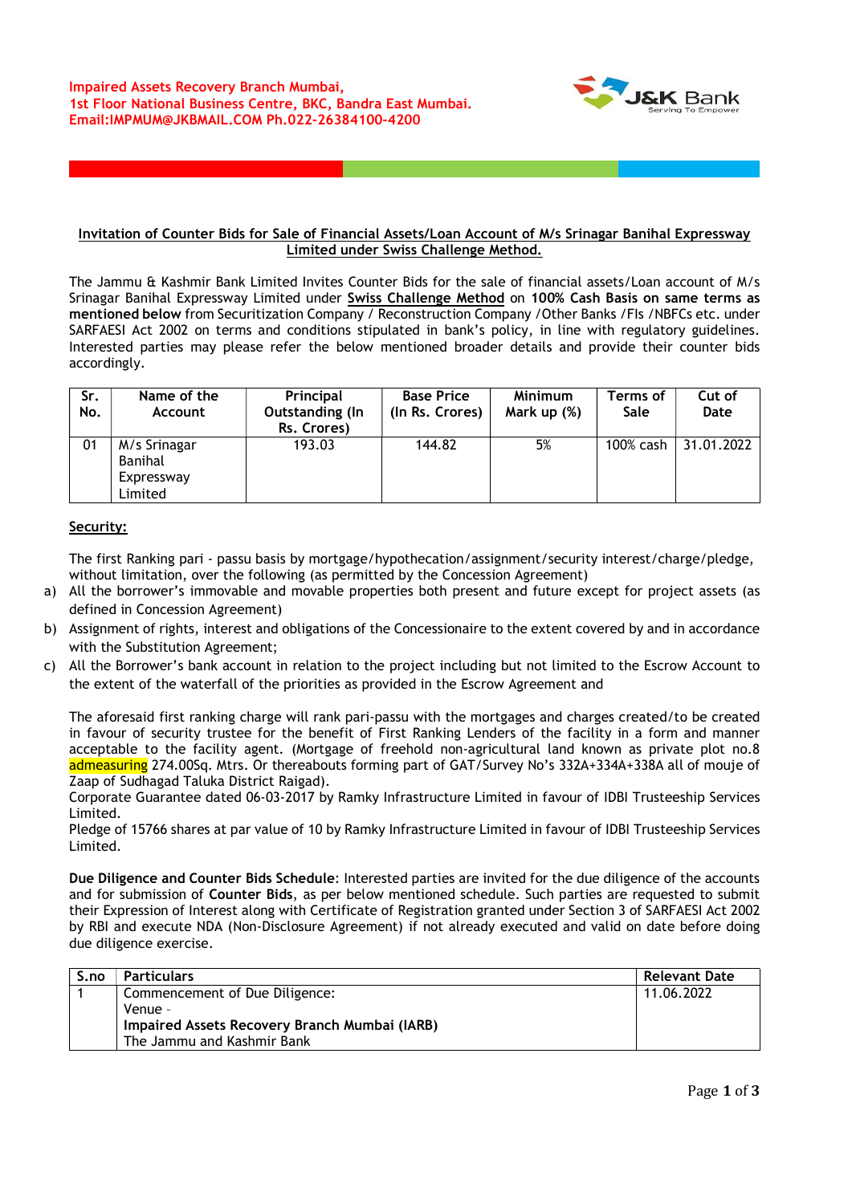**Impaired Assets Recovery Branch Mumbai,**
**1st Floor National Business Centre, BKC, Bandra East Mumbai.**
**Email:IMPMUM@JKBMAIL.COM Ph.022-26384100-4200**

## Invitation of Counter Bids for Sale of Financial Assets/Loan Account of M/s Srinagar Banihal Expressway Limited under Swiss Challenge Method.

The Jammu & Kashmir Bank Limited Invites Counter Bids for the sale of financial assets/Loan account of M/s Srinagar Banihal Expressway Limited under **Swiss Challenge Method** on **100% Cash Basis on same terms as mentioned below** from Securitization Company / Reconstruction Company /Other Banks /FIs /NBFCs etc. under SARFAESI Act 2002 on terms and conditions stipulated in bank's policy, in line with regulatory guidelines. Interested parties may please refer the below mentioned broader details and provide their counter bids accordingly.

| Sr. No. | Name of the Account | Principal Outstanding (In Rs. Crores) | Base Price (In Rs. Crores) | Minimum Mark up (%) | Terms of Sale | Cut of Date |
|---|---|---|---|---|---|---|
| 01 | M/s Srinagar Banihal Expressway Limited | 193.03 | 144.82 | 5% | 100% cash | 31.01.2022 |

**Security:**

The first Ranking pari - passu basis by mortgage/hypothecation/assignment/security interest/charge/pledge, without limitation, over the following (as permitted by the Concession Agreement)

a) All the borrower's immovable and movable properties both present and future except for project assets (as defined in Concession Agreement)
b) Assignment of rights, interest and obligations of the Concessionaire to the extent covered by and in accordance with the Substitution Agreement;
c) All the Borrower's bank account in relation to the project including but not limited to the Escrow Account to the extent of the waterfall of the priorities as provided in the Escrow Agreement and

The aforesaid first ranking charge will rank pari-passu with the mortgages and charges created/to be created in favour of security trustee for the benefit of First Ranking Lenders of the facility in a form and manner acceptable to the facility agent. (Mortgage of freehold non-agricultural land known as private plot no.8 admeasuring 274.00Sq. Mtrs. Or thereabouts forming part of GAT/Survey No's 332A+334A+338A all of mouje of Zaap of Sudhagad Taluka District Raigad).
Corporate Guarantee dated 06-03-2017 by Ramky Infrastructure Limited in favour of IDBI Trusteeship Services Limited.
Pledge of 15766 shares at par value of 10 by Ramky Infrastructure Limited in favour of IDBI Trusteeship Services Limited.

**Due Diligence and Counter Bids Schedule**: Interested parties are invited for the due diligence of the accounts and for submission of **Counter Bids**, as per below mentioned schedule. Such parties are requested to submit their Expression of Interest along with Certificate of Registration granted under Section 3 of SARFAESI Act 2002 by RBI and execute NDA (Non-Disclosure Agreement) if not already executed and valid on date before doing due diligence exercise.

| S.no | Particulars | Relevant Date |
|---|---|---|
| 1 | Commencement of Due Diligence:<br>Venue -<br>**Impaired Assets Recovery Branch Mumbai (IARB)**<br>The Jammu and Kashmir Bank | 11.06.2022 |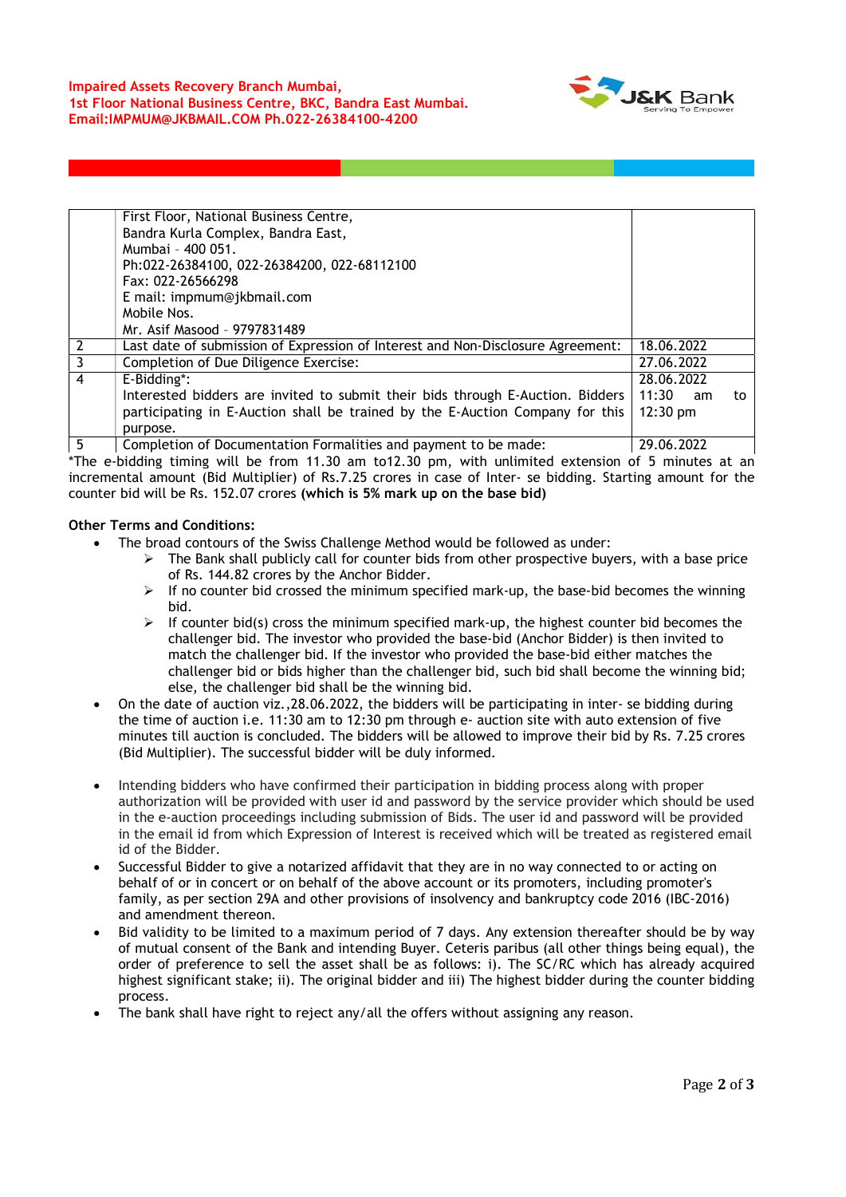| | | |
|---|---|---|
| | First Floor, National Business Centre,<br>Bandra Kurla Complex, Bandra East,<br>Mumbai – 400 051.<br>Ph:022-26384100, 022-26384200, 022-68112100<br>Fax: 022-26566298<br>E mail: impmum@jkbmail.com<br>Mobile Nos.<br>Mr. Asif Masood – 9797831489 | |
| 2 | Last date of submission of Expression of Interest and Non-Disclosure Agreement: | 18.06.2022 |
| 3 | Completion of Due Diligence Exercise: | 27.06.2022 |
| 4 | E-Bidding*:<br>Interested bidders are invited to submit their bids through E-Auction. Bidders participating in E-Auction shall be trained by the E-Auction Company for this purpose. | 28.06.2022<br>11:30 am to 12:30 pm |
| 5 | Completion of Documentation Formalities and payment to be made: | 29.06.2022 |

*The e-bidding timing will be from 11.30 am to12.30 pm, with unlimited extension of 5 minutes at an incremental amount (Bid Multiplier) of Rs.7.25 crores in case of Inter- se bidding. Starting amount for the counter bid will be Rs. 152.07 crores **(which is 5% mark up on the base bid)**

**Other Terms and Conditions:**

- The broad contours of the Swiss Challenge Method would be followed as under:
  - The Bank shall publicly call for counter bids from other prospective buyers, with a base price of Rs. 144.82 crores by the Anchor Bidder.
  - If no counter bid crossed the minimum specified mark-up, the base-bid becomes the winning bid.
  - If counter bid(s) cross the minimum specified mark-up, the highest counter bid becomes the challenger bid. The investor who provided the base-bid (Anchor Bidder) is then invited to match the challenger bid. If the investor who provided the base-bid either matches the challenger bid or bids higher than the challenger bid, such bid shall become the winning bid; else, the challenger bid shall be the winning bid.
- On the date of auction viz.,28.06.2022, the bidders will be participating in inter- se bidding during the time of auction i.e. 11:30 am to 12:30 pm through e- auction site with auto extension of five minutes till auction is concluded. The bidders will be allowed to improve their bid by Rs. 7.25 crores (Bid Multiplier). The successful bidder will be duly informed.
- Intending bidders who have confirmed their participation in bidding process along with proper authorization will be provided with user id and password by the service provider which should be used in the e-auction proceedings including submission of Bids. The user id and password will be provided in the email id from which Expression of Interest is received which will be treated as registered email id of the Bidder.
- Successful Bidder to give a notarized affidavit that they are in no way connected to or acting on behalf of or in concert or on behalf of the above account or its promoters, including promoter's family, as per section 29A and other provisions of insolvency and bankruptcy code 2016 (IBC-2016) and amendment thereon.
- Bid validity to be limited to a maximum period of 7 days. Any extension thereafter should be by way of mutual consent of the Bank and intending Buyer. Ceteris paribus (all other things being equal), the order of preference to sell the asset shall be as follows: i). The SC/RC which has already acquired highest significant stake; ii). The original bidder and iii) The highest bidder during the counter bidding process.
- The bank shall have right to reject any/all the offers without assigning any reason.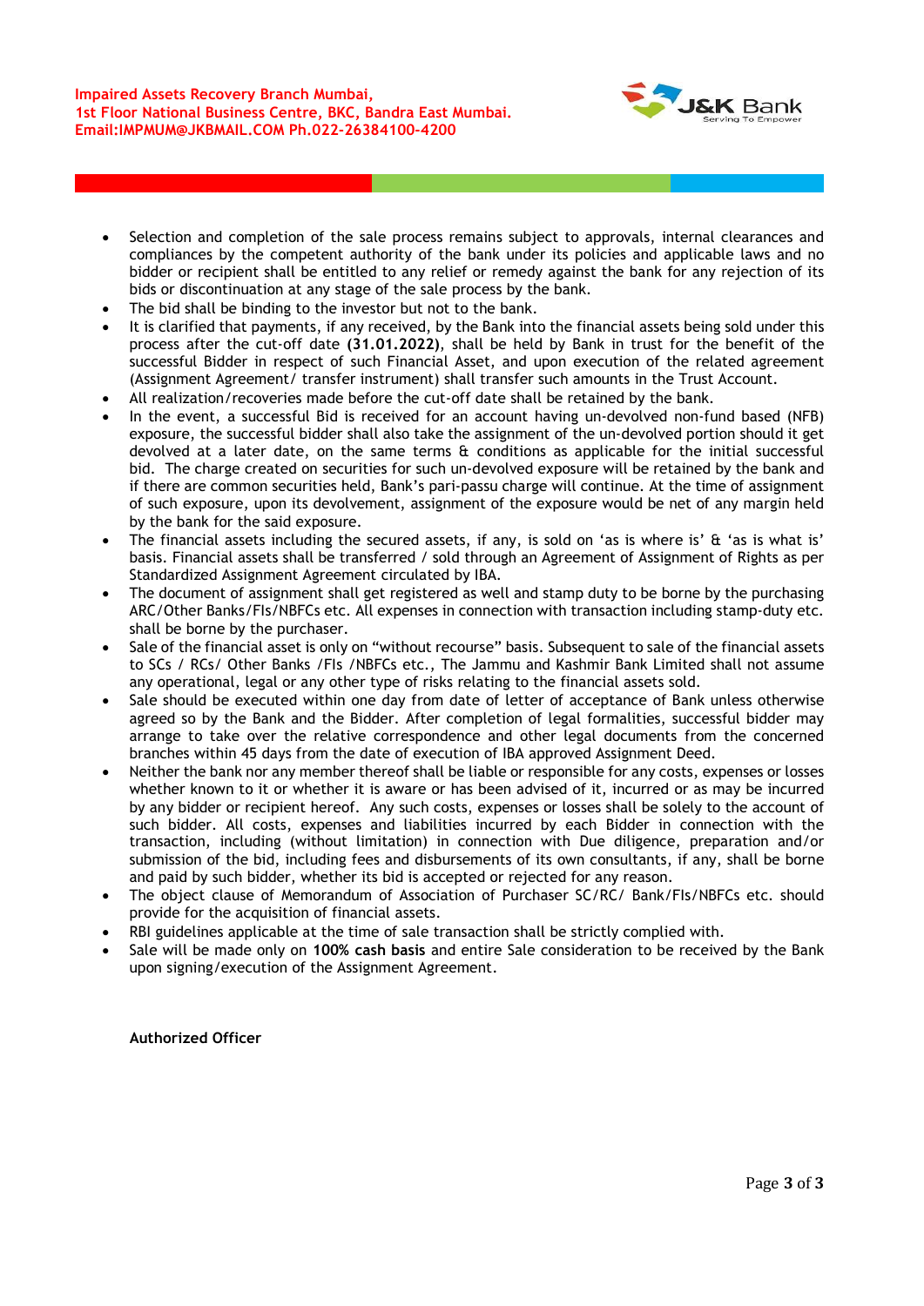- Selection and completion of the sale process remains subject to approvals, internal clearances and compliances by the competent authority of the bank under its policies and applicable laws and no bidder or recipient shall be entitled to any relief or remedy against the bank for any rejection of its bids or discontinuation at any stage of the sale process by the bank.
- The bid shall be binding to the investor but not to the bank.
- It is clarified that payments, if any received, by the Bank into the financial assets being sold under this process after the cut-off date **(31.01.2022)**, shall be held by Bank in trust for the benefit of the successful Bidder in respect of such Financial Asset, and upon execution of the related agreement (Assignment Agreement/ transfer instrument) shall transfer such amounts in the Trust Account.
- All realization/recoveries made before the cut-off date shall be retained by the bank.
- In the event, a successful Bid is received for an account having un-devolved non-fund based (NFB) exposure, the successful bidder shall also take the assignment of the un-devolved portion should it get devolved at a later date, on the same terms & conditions as applicable for the initial successful bid. The charge created on securities for such un-devolved exposure will be retained by the bank and if there are common securities held, Bank's pari-passu charge will continue. At the time of assignment of such exposure, upon its devolvement, assignment of the exposure would be net of any margin held by the bank for the said exposure.
- The financial assets including the secured assets, if any, is sold on 'as is where is' & 'as is what is' basis. Financial assets shall be transferred / sold through an Agreement of Assignment of Rights as per Standardized Assignment Agreement circulated by IBA.
- The document of assignment shall get registered as well and stamp duty to be borne by the purchasing ARC/Other Banks/FIs/NBFCs etc. All expenses in connection with transaction including stamp-duty etc. shall be borne by the purchaser.
- Sale of the financial asset is only on "without recourse" basis. Subsequent to sale of the financial assets to SCs / RCs/ Other Banks /FIs /NBFCs etc., The Jammu and Kashmir Bank Limited shall not assume any operational, legal or any other type of risks relating to the financial assets sold.
- Sale should be executed within one day from date of letter of acceptance of Bank unless otherwise agreed so by the Bank and the Bidder. After completion of legal formalities, successful bidder may arrange to take over the relative correspondence and other legal documents from the concerned branches within 45 days from the date of execution of IBA approved Assignment Deed.
- Neither the bank nor any member thereof shall be liable or responsible for any costs, expenses or losses whether known to it or whether it is aware or has been advised of it, incurred or as may be incurred by any bidder or recipient hereof. Any such costs, expenses or losses shall be solely to the account of such bidder. All costs, expenses and liabilities incurred by each Bidder in connection with the transaction, including (without limitation) in connection with Due diligence, preparation and/or submission of the bid, including fees and disbursements of its own consultants, if any, shall be borne and paid by such bidder, whether its bid is accepted or rejected for any reason.
- The object clause of Memorandum of Association of Purchaser SC/RC/ Bank/FIs/NBFCs etc. should provide for the acquisition of financial assets.
- RBI guidelines applicable at the time of sale transaction shall be strictly complied with.
- Sale will be made only on **100% cash basis** and entire Sale consideration to be received by the Bank upon signing/execution of the Assignment Agreement.

**Authorized Officer**